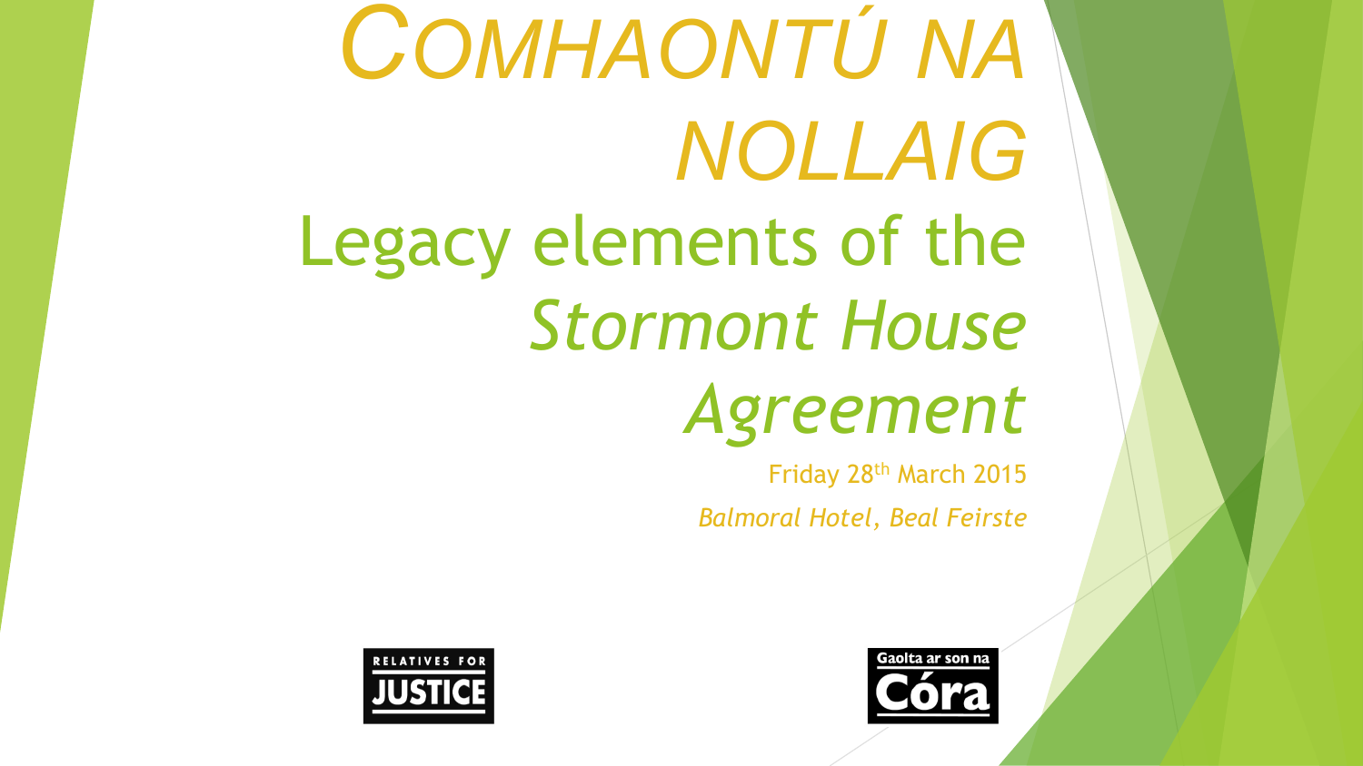# COMHAONTÚ NA NOLLAIG

## Legacy elements of the *Stormont House Agreement*

Friday 28th March 2015

*Balmoral Hotel, Beal Feirste*

RELATIVES FOR JUSTICE

Gaolta ar son na Córa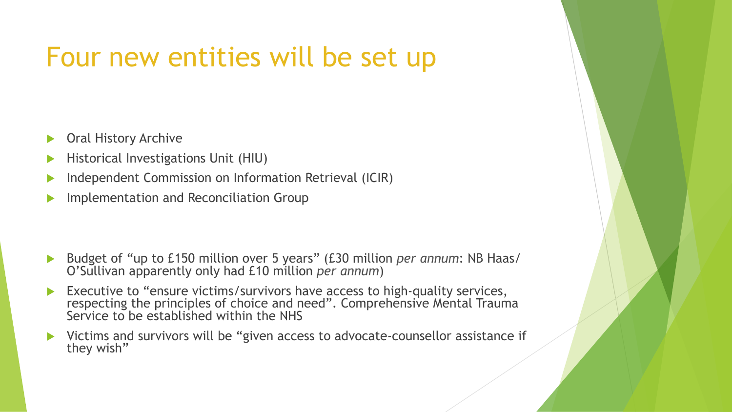# Four new entities will be set up

- Oral History Archive
- Historical Investigations Unit (HIU)
- Independent Commission on Information Retrieval (ICIR)
- Implementation and Reconciliation Group

- Budget of "up to £150 million over 5 years" (£30 million *per annum*: NB Haas/O'Sullivan apparently only had £10 million *per annum*)
- Executive to "ensure victims/survivors have access to high-quality services, respecting the principles of choice and need". Comprehensive Mental Trauma Service to be established within the NHS
- Victims and survivors will be "given access to advocate-counsellor assistance if they wish"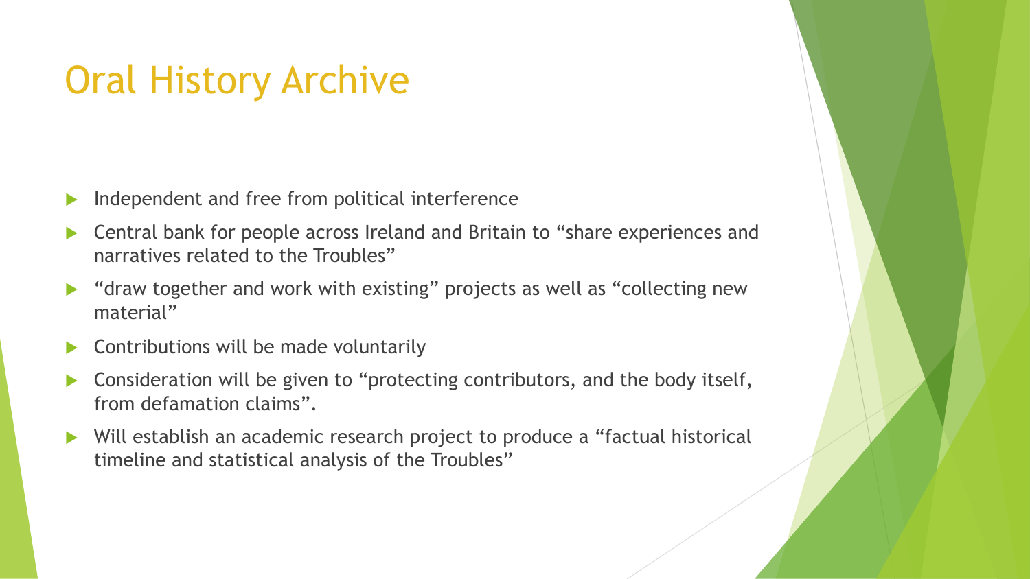# Oral History Archive

- Independent and free from political interference
- Central bank for people across Ireland and Britain to "share experiences and narratives related to the Troubles"
- "draw together and work with existing" projects as well as "collecting new material"
- Contributions will be made voluntarily
- Consideration will be given to "protecting contributors, and the body itself, from defamation claims".
- Will establish an academic research project to produce a "factual historical timeline and statistical analysis of the Troubles"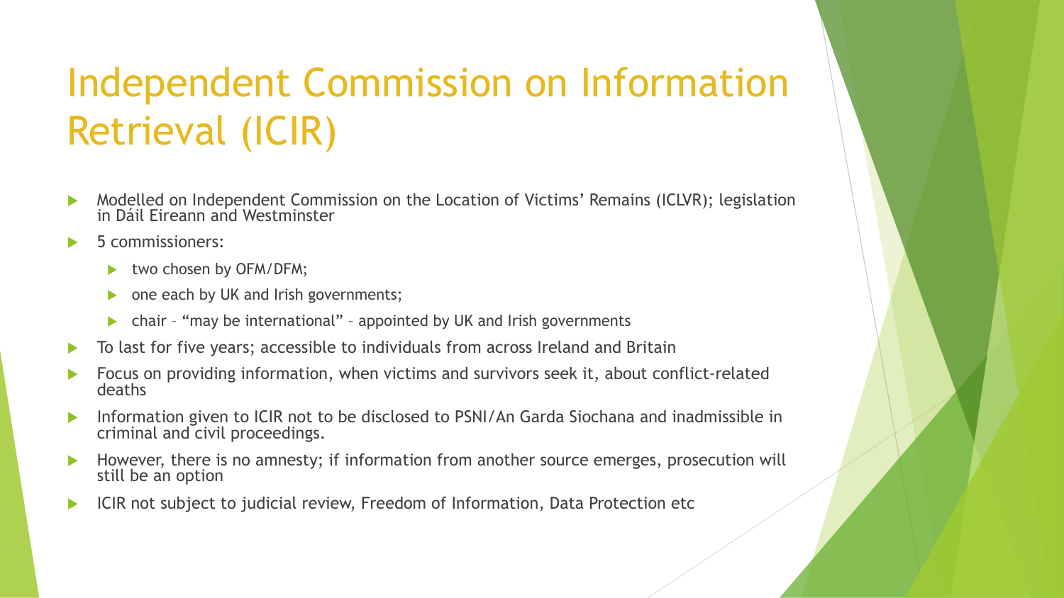# Independent Commission on Information Retrieval (ICIR)

- Modelled on Independent Commission on the Location of Victims' Remains (ICLVR); legislation in Dáil Eireann and Westminster
- 5 commissioners:
  - two chosen by OFM/DFM;
  - one each by UK and Irish governments;
  - chair – "may be international" – appointed by UK and Irish governments
- To last for five years; accessible to individuals from across Ireland and Britain
- Focus on providing information, when victims and survivors seek it, about conflict-related deaths
- Information given to ICIR not to be disclosed to PSNI/An Garda Siochana and inadmissible in criminal and civil proceedings.
- However, there is no amnesty; if information from another source emerges, prosecution will still be an option
- ICIR not subject to judicial review, Freedom of Information, Data Protection etc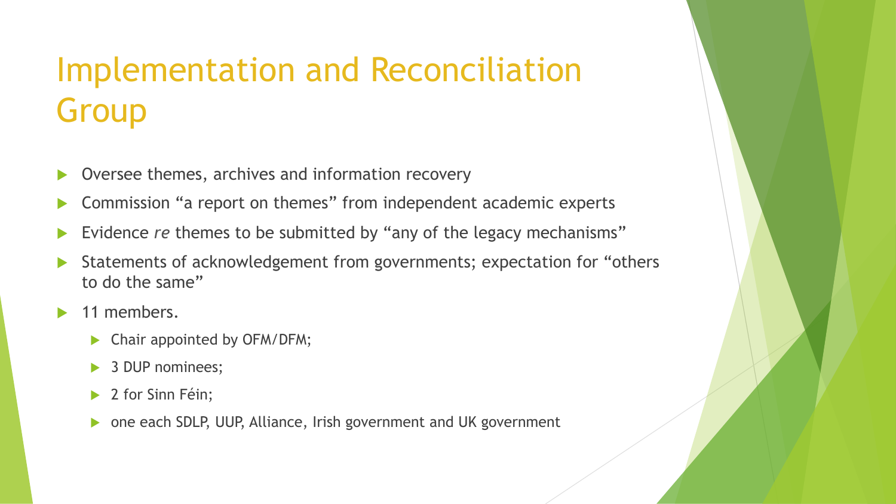# Implementation and Reconciliation Group

- Oversee themes, archives and information recovery
- Commission “a report on themes” from independent academic experts
- Evidence *re* themes to be submitted by “any of the legacy mechanisms”
- Statements of acknowledgement from governments; expectation for “others to do the same”
- 11 members.
  - Chair appointed by OFM/DFM;
  - 3 DUP nominees;
  - 2 for Sinn Féin;
  - one each SDLP, UUP, Alliance, Irish government and UK government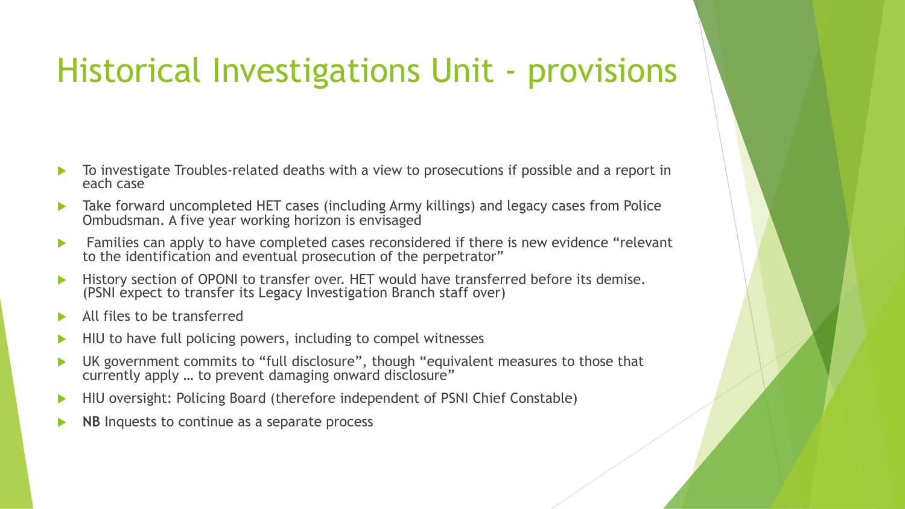# Historical Investigations Unit - provisions

- To investigate Troubles-related deaths with a view to prosecutions if possible and a report in each case
- Take forward uncompleted HET cases (including Army killings) and legacy cases from Police Ombudsman. A five year working horizon is envisaged
- Families can apply to have completed cases reconsidered if there is new evidence "relevant to the identification and eventual prosecution of the perpetrator"
- History section of OPONI to transfer over. HET would have transferred before its demise. (PSNI expect to transfer its Legacy Investigation Branch staff over)
- All files to be transferred
- HIU to have full policing powers, including to compel witnesses
- UK government commits to "full disclosure", though "equivalent measures to those that currently apply … to prevent damaging onward disclosure"
- HIU oversight: Policing Board (therefore independent of PSNI Chief Constable)
- **NB** Inquests to continue as a separate process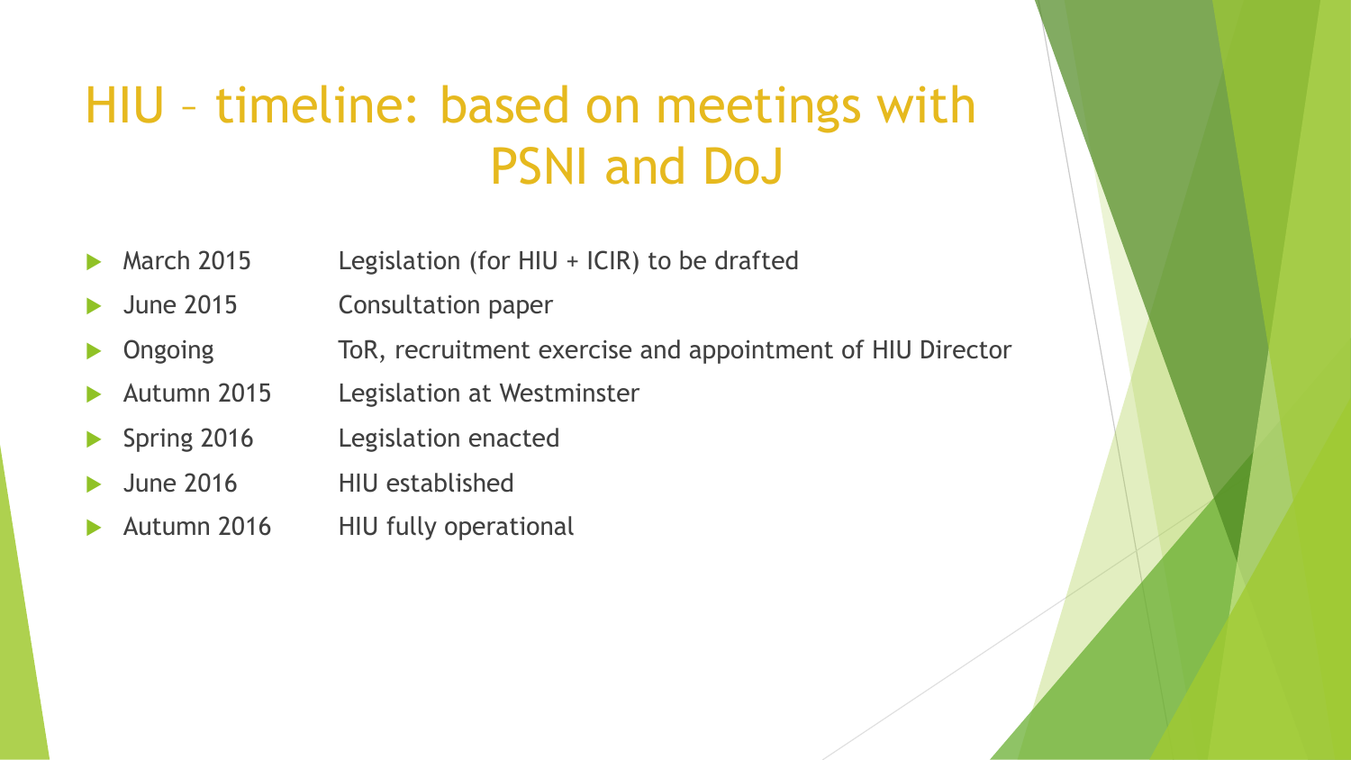# HIU – timeline: based on meetings with PSNI and DoJ

| | |
|---|---|
| March 2015 | Legislation (for HIU + ICIR) to be drafted |
| June 2015 | Consultation paper |
| Ongoing | ToR, recruitment exercise and appointment of HIU Director |
| Autumn 2015 | Legislation at Westminster |
| Spring 2016 | Legislation enacted |
| June 2016 | HIU established |
| Autumn 2016 | HIU fully operational |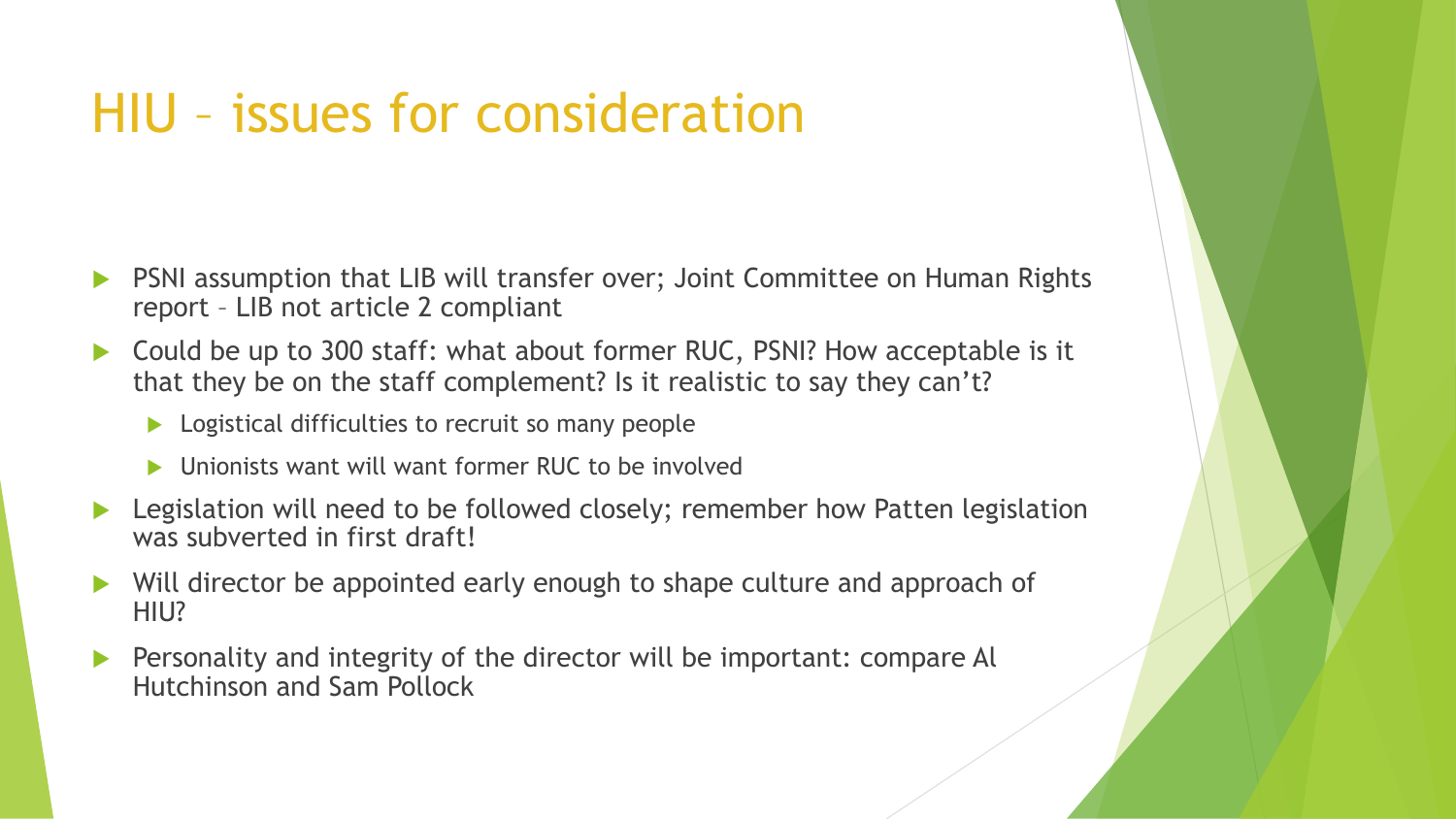# HIU – issues for consideration

- PSNI assumption that LIB will transfer over; Joint Committee on Human Rights report – LIB not article 2 compliant
- Could be up to 300 staff: what about former RUC, PSNI? How acceptable is it that they be on the staff complement? Is it realistic to say they can't?
  - Logistical difficulties to recruit so many people
  - Unionists want will want former RUC to be involved
- Legislation will need to be followed closely; remember how Patten legislation was subverted in first draft!
- Will director be appointed early enough to shape culture and approach of HIU?
- Personality and integrity of the director will be important: compare Al Hutchinson and Sam Pollock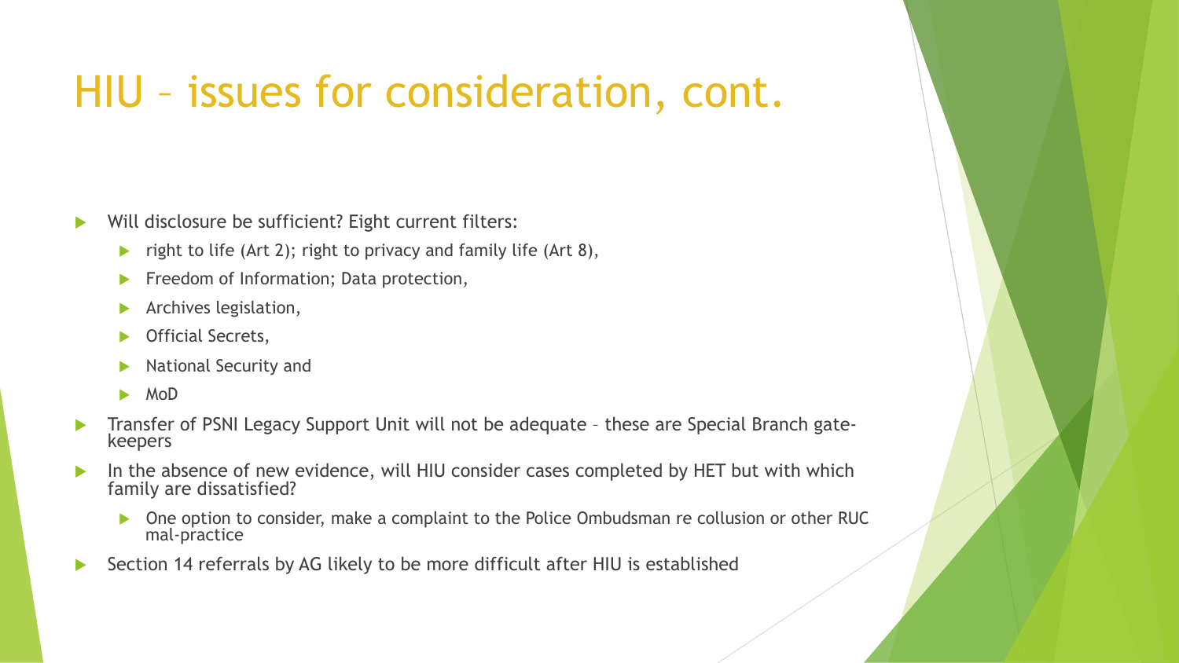# HIU – issues for consideration, cont.

- Will disclosure be sufficient? Eight current filters:
  - right to life (Art 2); right to privacy and family life (Art 8),
  - Freedom of Information; Data protection,
  - Archives legislation,
  - Official Secrets,
  - National Security and
  - MoD
- Transfer of PSNI Legacy Support Unit will not be adequate – these are Special Branch gate-keepers
- In the absence of new evidence, will HIU consider cases completed by HET but with which family are dissatisfied?
  - One option to consider, make a complaint to the Police Ombudsman re collusion or other RUC mal-practice
- Section 14 referrals by AG likely to be more difficult after HIU is established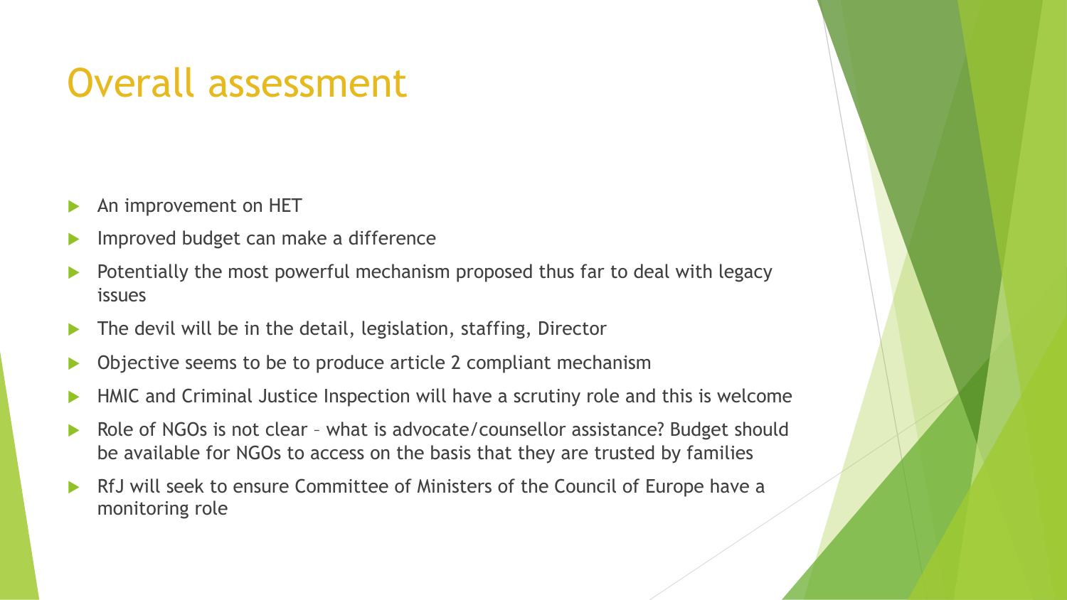# Overall assessment

- An improvement on HET
- Improved budget can make a difference
- Potentially the most powerful mechanism proposed thus far to deal with legacy issues
- The devil will be in the detail, legislation, staffing, Director
- Objective seems to be to produce article 2 compliant mechanism
- HMIC and Criminal Justice Inspection will have a scrutiny role and this is welcome
- Role of NGOs is not clear – what is advocate/counsellor assistance? Budget should be available for NGOs to access on the basis that they are trusted by families
- RfJ will seek to ensure Committee of Ministers of the Council of Europe have a monitoring role